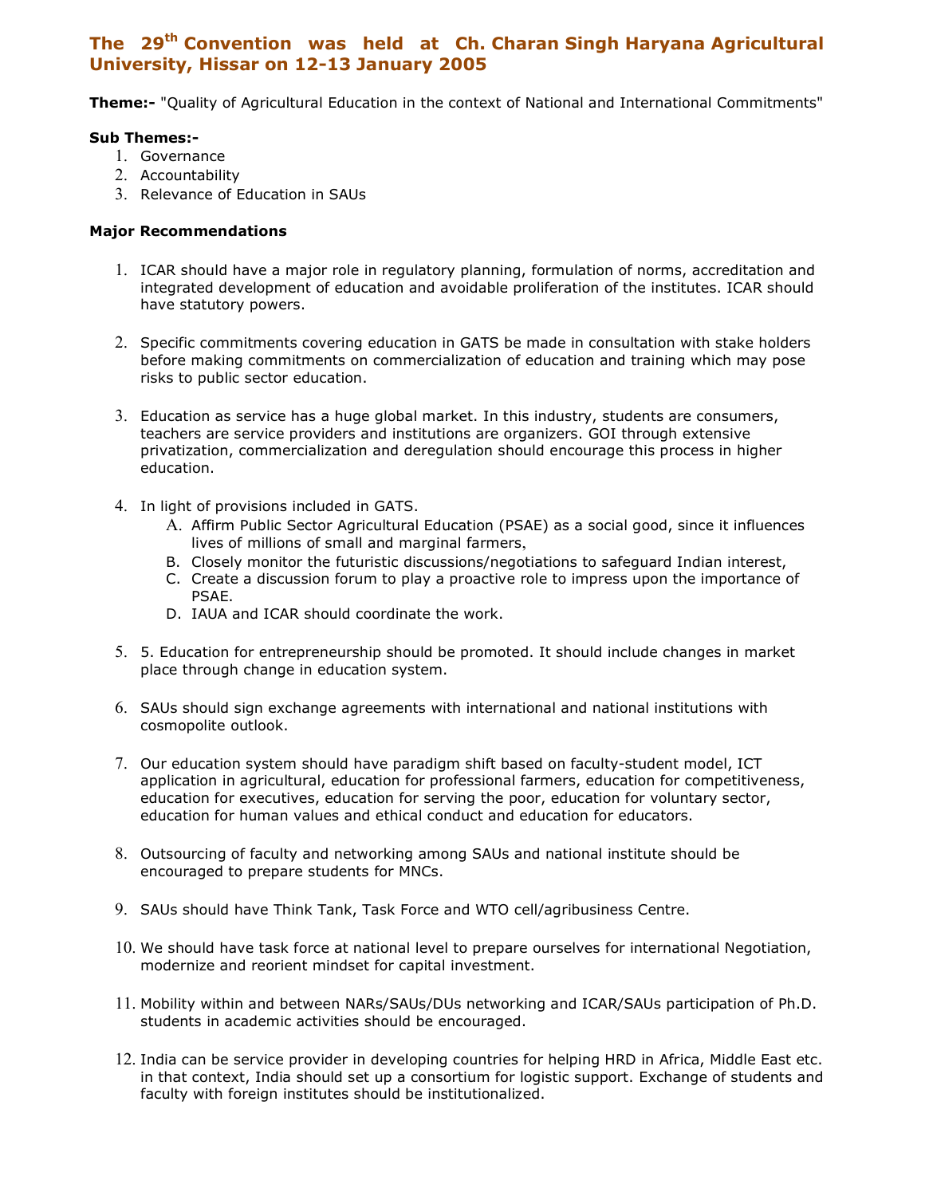# The 29th Convention was held at Ch. Charan Singh Haryana Agricultural University, Hissar on 12-13 January 2005

**Theme:-** "Quality of Agricultural Education in the context of National and International Commitments"

**Sub Themes:-**

1. Governance
2. Accountability
3. Relevance of Education in SAUs

**Major Recommendations**

1. ICAR should have a major role in regulatory planning, formulation of norms, accreditation and integrated development of education and avoidable proliferation of the institutes. ICAR should have statutory powers.

2. Specific commitments covering education in GATS be made in consultation with stake holders before making commitments on commercialization of education and training which may pose risks to public sector education.

3. Education as service has a huge global market. In this industry, students are consumers, teachers are service providers and institutions are organizers. GOI through extensive privatization, commercialization and deregulation should encourage this process in higher education.

4. In light of provisions included in GATS.
   A. Affirm Public Sector Agricultural Education (PSAE) as a social good, since it influences lives of millions of small and marginal farmers,
   B. Closely monitor the futuristic discussions/negotiations to safeguard Indian interest,
   C. Create a discussion forum to play a proactive role to impress upon the importance of PSAE.
   D. IAUA and ICAR should coordinate the work.

5. 5. Education for entrepreneurship should be promoted. It should include changes in market place through change in education system.

6. SAUs should sign exchange agreements with international and national institutions with cosmopolite outlook.

7. Our education system should have paradigm shift based on faculty-student model, ICT application in agricultural, education for professional farmers, education for competitiveness, education for executives, education for serving the poor, education for voluntary sector, education for human values and ethical conduct and education for educators.

8. Outsourcing of faculty and networking among SAUs and national institute should be encouraged to prepare students for MNCs.

9. SAUs should have Think Tank, Task Force and WTO cell/agribusiness Centre.

10. We should have task force at national level to prepare ourselves for international Negotiation, modernize and reorient mindset for capital investment.

11. Mobility within and between NARs/SAUs/DUs networking and ICAR/SAUs participation of Ph.D. students in academic activities should be encouraged.

12. India can be service provider in developing countries for helping HRD in Africa, Middle East etc. in that context, India should set up a consortium for logistic support. Exchange of students and faculty with foreign institutes should be institutionalized.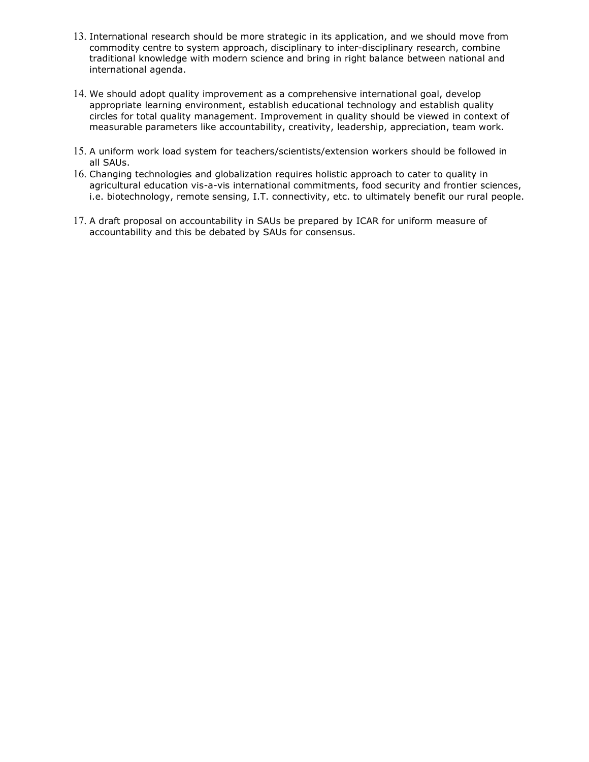13. International research should be more strategic in its application, and we should move from commodity centre to system approach, disciplinary to inter-disciplinary research, combine traditional knowledge with modern science and bring in right balance between national and international agenda.

14. We should adopt quality improvement as a comprehensive international goal, develop appropriate learning environment, establish educational technology and establish quality circles for total quality management. Improvement in quality should be viewed in context of measurable parameters like accountability, creativity, leadership, appreciation, team work.

15. A uniform work load system for teachers/scientists/extension workers should be followed in all SAUs.
16. Changing technologies and globalization requires holistic approach to cater to quality in agricultural education vis-a-vis international commitments, food security and frontier sciences, i.e. biotechnology, remote sensing, I.T. connectivity, etc. to ultimately benefit our rural people.

17. A draft proposal on accountability in SAUs be prepared by ICAR for uniform measure of accountability and this be debated by SAUs for consensus.